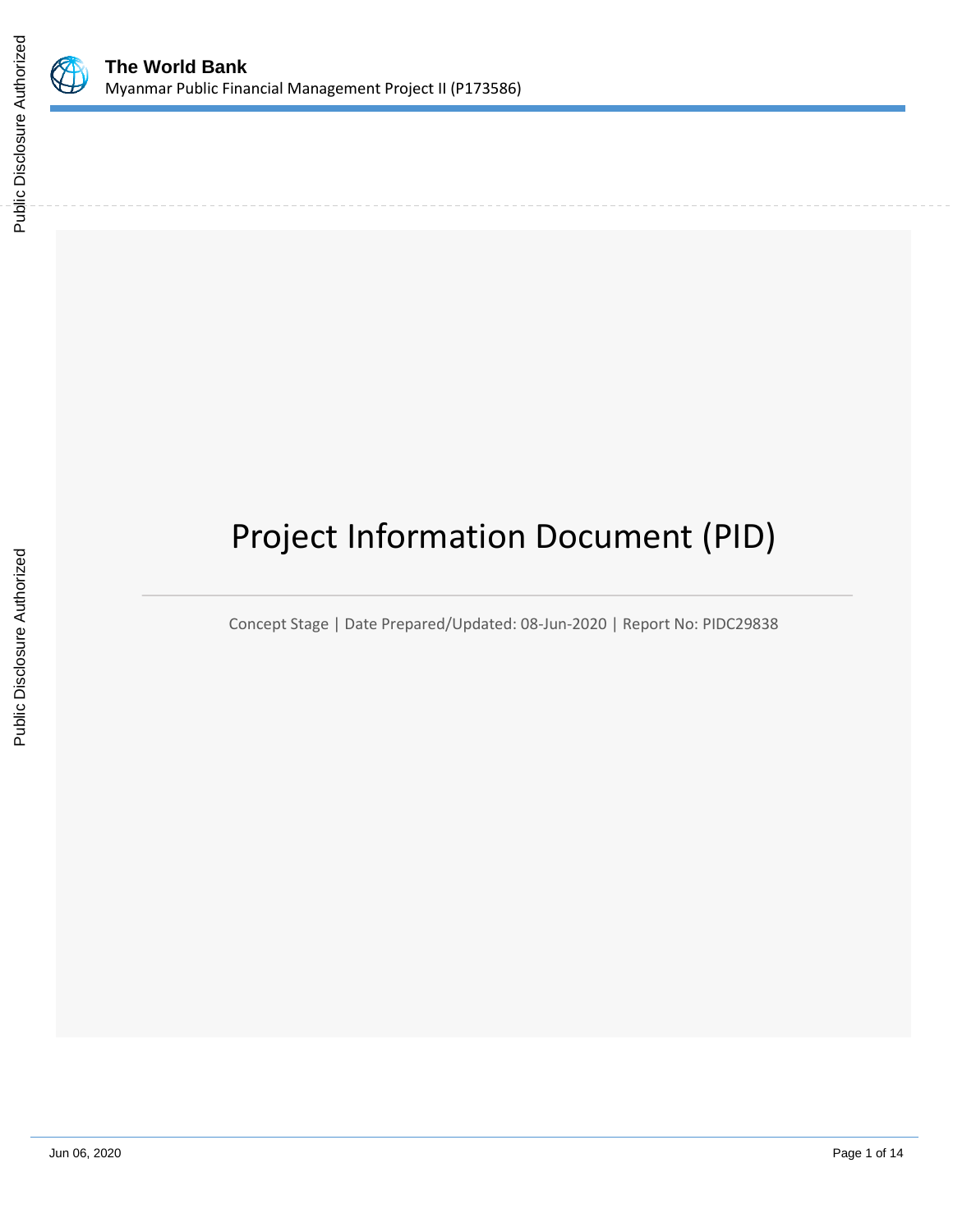# The World Bank

Myanmar Public Financial Management Project II (P173586)

# Project Information Document (PID)

Concept Stage | Date Prepared/Updated: 08-Jun-2020 | Report No: PIDC29838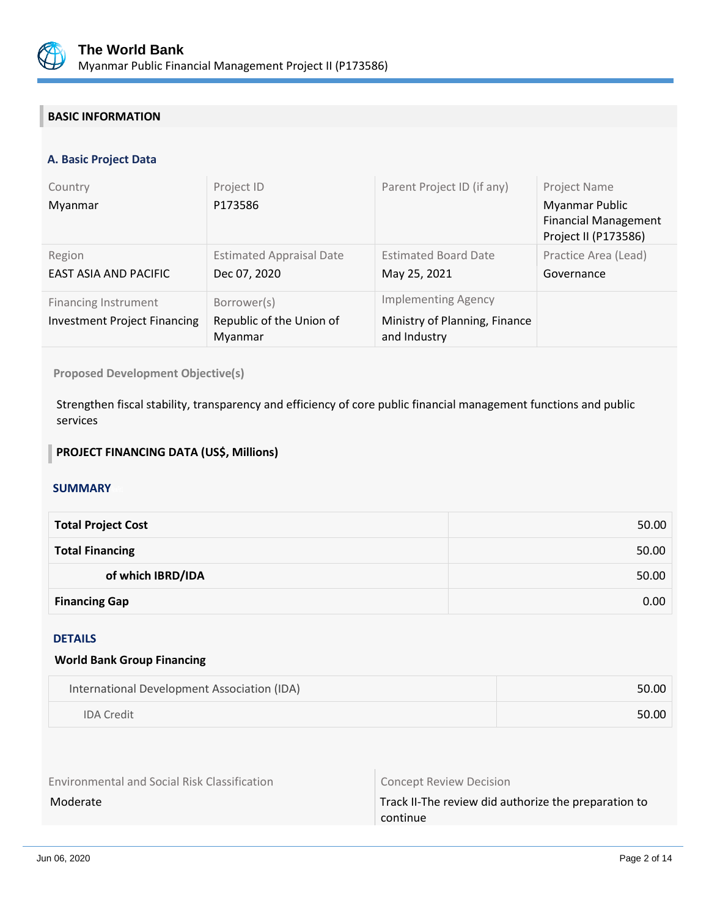## BASIC INFORMATION

### A. Basic Project Data

| Country | Project ID | Parent Project ID (if any) | Project Name |
|---|---|---|---|
| Myanmar | P173586 | | Myanmar Public Financial Management Project II (P173586) |
| **Region** | **Estimated Appraisal Date** | **Estimated Board Date** | **Practice Area (Lead)** |
| EAST ASIA AND PACIFIC | Dec 07, 2020 | May 25, 2021 | Governance |
| **Financing Instrument** | **Borrower(s)** | **Implementing Agency** | |
| Investment Project Financing | Republic of the Union of Myanmar | Ministry of Planning, Finance and Industry | |

**Proposed Development Objective(s)**

Strengthen fiscal stability, transparency and efficiency of core public financial management functions and public services

## PROJECT FINANCING DATA (US$, Millions)

### SUMMARY

| | |
|---|---:|
| **Total Project Cost** | 50.00 |
| **Total Financing** | 50.00 |
| **of which IBRD/IDA** | 50.00 |
| **Financing Gap** | 0.00 |

### DETAILS

**World Bank Group Financing**

| | |
|---|---:|
| International Development Association (IDA) | 50.00 |
| IDA Credit | 50.00 |

| Environmental and Social Risk Classification | Concept Review Decision |
|---|---|
| Moderate | Track II-The review did authorize the preparation to continue |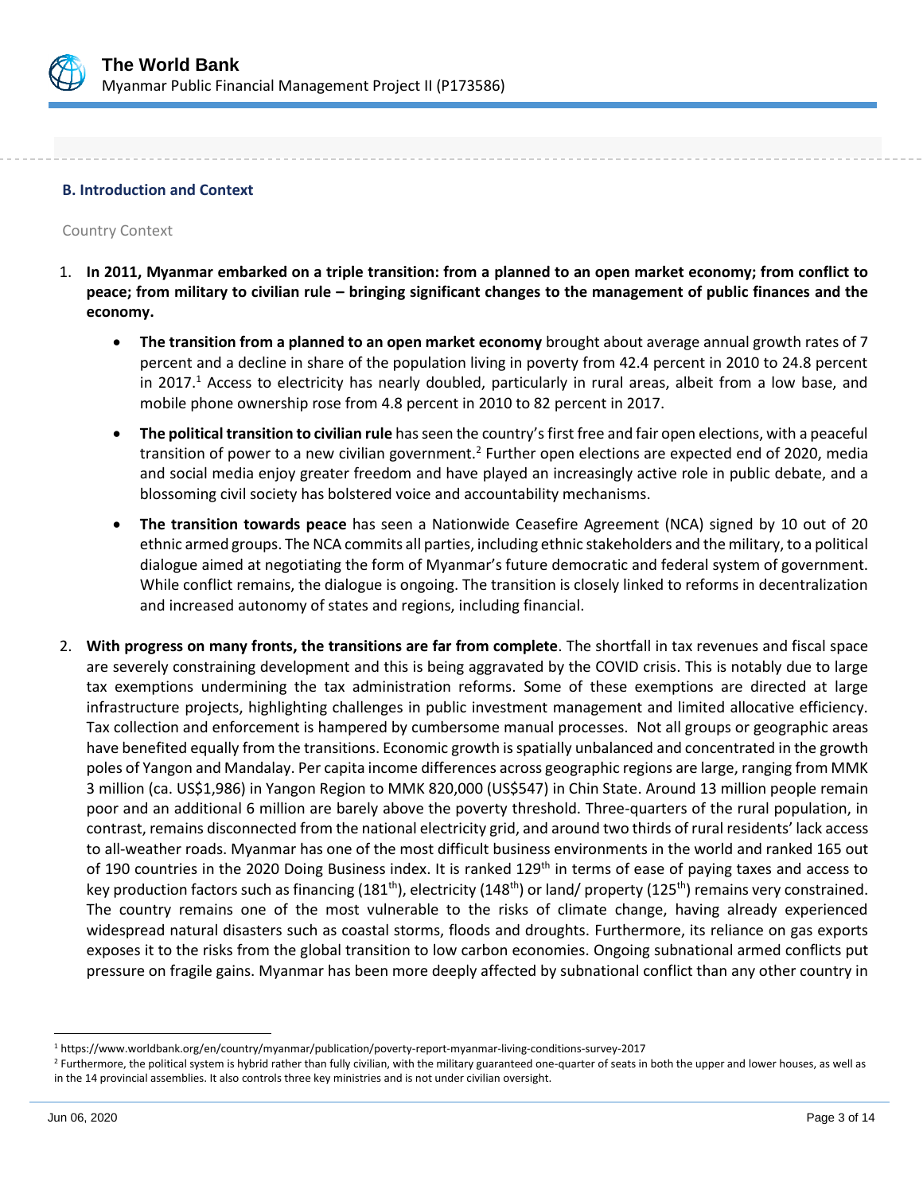## B. Introduction and Context

Country Context

1. **In 2011, Myanmar embarked on a triple transition: from a planned to an open market economy; from conflict to peace; from military to civilian rule – bringing significant changes to the management of public finances and the economy.**

    - **The transition from a planned to an open market economy** brought about average annual growth rates of 7 percent and a decline in share of the population living in poverty from 42.4 percent in 2010 to 24.8 percent in 2017.[1] Access to electricity has nearly doubled, particularly in rural areas, albeit from a low base, and mobile phone ownership rose from 4.8 percent in 2010 to 82 percent in 2017.

    - **The political transition to civilian rule** has seen the country's first free and fair open elections, with a peaceful transition of power to a new civilian government.[2] Further open elections are expected end of 2020, media and social media enjoy greater freedom and have played an increasingly active role in public debate, and a blossoming civil society has bolstered voice and accountability mechanisms.

    - **The transition towards peace** has seen a Nationwide Ceasefire Agreement (NCA) signed by 10 out of 20 ethnic armed groups. The NCA commits all parties, including ethnic stakeholders and the military, to a political dialogue aimed at negotiating the form of Myanmar's future democratic and federal system of government. While conflict remains, the dialogue is ongoing. The transition is closely linked to reforms in decentralization and increased autonomy of states and regions, including financial.

2. **With progress on many fronts, the transitions are far from complete**. The shortfall in tax revenues and fiscal space are severely constraining development and this is being aggravated by the COVID crisis. This is notably due to large tax exemptions undermining the tax administration reforms. Some of these exemptions are directed at large infrastructure projects, highlighting challenges in public investment management and limited allocative efficiency. Tax collection and enforcement is hampered by cumbersome manual processes. Not all groups or geographic areas have benefited equally from the transitions. Economic growth is spatially unbalanced and concentrated in the growth poles of Yangon and Mandalay. Per capita income differences across geographic regions are large, ranging from MMK 3 million (ca. US$1,986) in Yangon Region to MMK 820,000 (US$547) in Chin State. Around 13 million people remain poor and an additional 6 million are barely above the poverty threshold. Three-quarters of the rural population, in contrast, remains disconnected from the national electricity grid, and around two thirds of rural residents' lack access to all-weather roads. Myanmar has one of the most difficult business environments in the world and ranked 165 out of 190 countries in the 2020 Doing Business index. It is ranked 129th in terms of ease of paying taxes and access to key production factors such as financing (181st), electricity (148th) or land/ property (125th) remains very constrained. The country remains one of the most vulnerable to the risks of climate change, having already experienced widespread natural disasters such as coastal storms, floods and droughts. Furthermore, its reliance on gas exports exposes it to the risks from the global transition to low carbon economies. Ongoing subnational armed conflicts put pressure on fragile gains. Myanmar has been more deeply affected by subnational conflict than any other country in

---

[1] https://www.worldbank.org/en/country/myanmar/publication/poverty-report-myanmar-living-conditions-survey-2017

[2] Furthermore, the political system is hybrid rather than fully civilian, with the military guaranteed one-quarter of seats in both the upper and lower houses, as well as in the 14 provincial assemblies. It also controls three key ministries and is not under civilian oversight.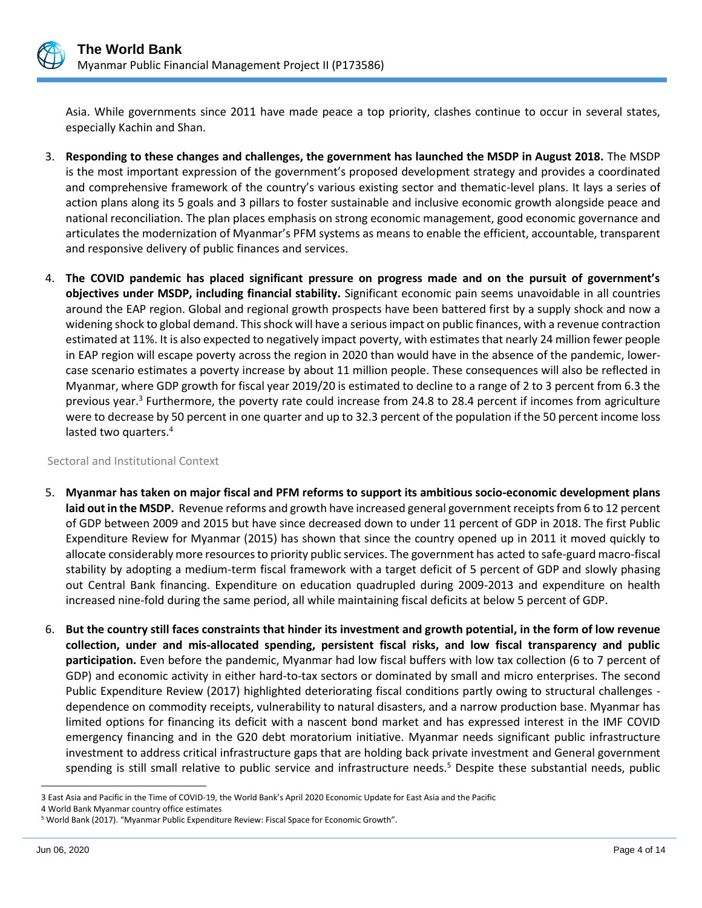Asia. While governments since 2011 have made peace a top priority, clashes continue to occur in several states, especially Kachin and Shan.

3. **Responding to these changes and challenges, the government has launched the MSDP in August 2018.** The MSDP is the most important expression of the government's proposed development strategy and provides a coordinated and comprehensive framework of the country's various existing sector and thematic-level plans. It lays a series of action plans along its 5 goals and 3 pillars to foster sustainable and inclusive economic growth alongside peace and national reconciliation. The plan places emphasis on strong economic management, good economic governance and articulates the modernization of Myanmar's PFM systems as means to enable the efficient, accountable, transparent and responsive delivery of public finances and services.

4. **The COVID pandemic has placed significant pressure on progress made and on the pursuit of government's objectives under MSDP, including financial stability.** Significant economic pain seems unavoidable in all countries around the EAP region. Global and regional growth prospects have been battered first by a supply shock and now a widening shock to global demand. This shock will have a serious impact on public finances, with a revenue contraction estimated at 11%. It is also expected to negatively impact poverty, with estimates that nearly 24 million fewer people in EAP region will escape poverty across the region in 2020 than would have in the absence of the pandemic, lower-case scenario estimates a poverty increase by about 11 million people. These consequences will also be reflected in Myanmar, where GDP growth for fiscal year 2019/20 is estimated to decline to a range of 2 to 3 percent from 6.3 the previous year.[3] Furthermore, the poverty rate could increase from 24.8 to 28.4 percent if incomes from agriculture were to decrease by 50 percent in one quarter and up to 32.3 percent of the population if the 50 percent income loss lasted two quarters.[4]

### Sectoral and Institutional Context

5. **Myanmar has taken on major fiscal and PFM reforms to support its ambitious socio-economic development plans laid out in the MSDP.** Revenue reforms and growth have increased general government receipts from 6 to 12 percent of GDP between 2009 and 2015 but have since decreased down to under 11 percent of GDP in 2018. The first Public Expenditure Review for Myanmar (2015) has shown that since the country opened up in 2011 it moved quickly to allocate considerably more resources to priority public services. The government has acted to safe-guard macro-fiscal stability by adopting a medium-term fiscal framework with a target deficit of 5 percent of GDP and slowly phasing out Central Bank financing. Expenditure on education quadrupled during 2009-2013 and expenditure on health increased nine-fold during the same period, all while maintaining fiscal deficits at below 5 percent of GDP.

6. **But the country still faces constraints that hinder its investment and growth potential, in the form of low revenue collection, under and mis-allocated spending, persistent fiscal risks, and low fiscal transparency and public participation.** Even before the pandemic, Myanmar had low fiscal buffers with low tax collection (6 to 7 percent of GDP) and economic activity in either hard-to-tax sectors or dominated by small and micro enterprises. The second Public Expenditure Review (2017) highlighted deteriorating fiscal conditions partly owing to structural challenges - dependence on commodity receipts, vulnerability to natural disasters, and a narrow production base. Myanmar has limited options for financing its deficit with a nascent bond market and has expressed interest in the IMF COVID emergency financing and in the G20 debt moratorium initiative. Myanmar needs significant public infrastructure investment to address critical infrastructure gaps that are holding back private investment and General government spending is still small relative to public service and infrastructure needs.[5] Despite these substantial needs, public

---

[3] East Asia and Pacific in the Time of COVID-19, the World Bank's April 2020 Economic Update for East Asia and the Pacific

[4] World Bank Myanmar country office estimates

[5] World Bank (2017). "Myanmar Public Expenditure Review: Fiscal Space for Economic Growth".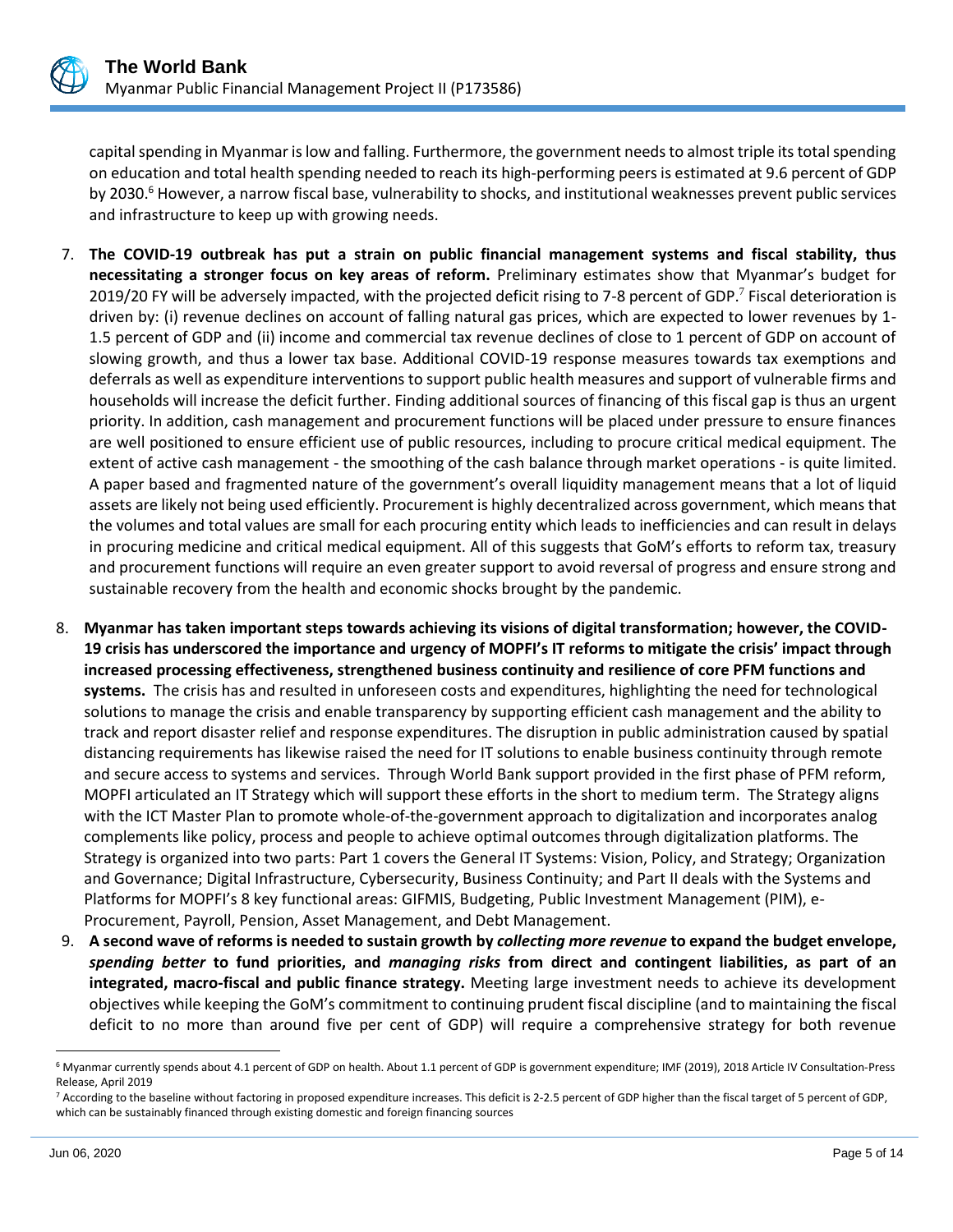capital spending in Myanmar is low and falling. Furthermore, the government needs to almost triple its total spending on education and total health spending needed to reach its high-performing peers is estimated at 9.6 percent of GDP by 2030.[6] However, a narrow fiscal base, vulnerability to shocks, and institutional weaknesses prevent public services and infrastructure to keep up with growing needs.

7. **The COVID-19 outbreak has put a strain on public financial management systems and fiscal stability, thus necessitating a stronger focus on key areas of reform.** Preliminary estimates show that Myanmar's budget for 2019/20 FY will be adversely impacted, with the projected deficit rising to 7-8 percent of GDP.[7] Fiscal deterioration is driven by: (i) revenue declines on account of falling natural gas prices, which are expected to lower revenues by 1-1.5 percent of GDP and (ii) income and commercial tax revenue declines of close to 1 percent of GDP on account of slowing growth, and thus a lower tax base. Additional COVID-19 response measures towards tax exemptions and deferrals as well as expenditure interventions to support public health measures and support of vulnerable firms and households will increase the deficit further. Finding additional sources of financing of this fiscal gap is thus an urgent priority. In addition, cash management and procurement functions will be placed under pressure to ensure finances are well positioned to ensure efficient use of public resources, including to procure critical medical equipment. The extent of active cash management - the smoothing of the cash balance through market operations - is quite limited. A paper based and fragmented nature of the government's overall liquidity management means that a lot of liquid assets are likely not being used efficiently. Procurement is highly decentralized across government, which means that the volumes and total values are small for each procuring entity which leads to inefficiencies and can result in delays in procuring medicine and critical medical equipment. All of this suggests that GoM's efforts to reform tax, treasury and procurement functions will require an even greater support to avoid reversal of progress and ensure strong and sustainable recovery from the health and economic shocks brought by the pandemic.

8. **Myanmar has taken important steps towards achieving its visions of digital transformation; however, the COVID-19 crisis has underscored the importance and urgency of MOPFI's IT reforms to mitigate the crisis' impact through increased processing effectiveness, strengthened business continuity and resilience of core PFM functions and systems.** The crisis has and resulted in unforeseen costs and expenditures, highlighting the need for technological solutions to manage the crisis and enable transparency by supporting efficient cash management and the ability to track and report disaster relief and response expenditures. The disruption in public administration caused by spatial distancing requirements has likewise raised the need for IT solutions to enable business continuity through remote and secure access to systems and services. Through World Bank support provided in the first phase of PFM reform, MOPFI articulated an IT Strategy which will support these efforts in the short to medium term. The Strategy aligns with the ICT Master Plan to promote whole-of-the-government approach to digitalization and incorporates analog complements like policy, process and people to achieve optimal outcomes through digitalization platforms. The Strategy is organized into two parts: Part 1 covers the General IT Systems: Vision, Policy, and Strategy; Organization and Governance; Digital Infrastructure, Cybersecurity, Business Continuity; and Part II deals with the Systems and Platforms for MOPFI's 8 key functional areas: GIFMIS, Budgeting, Public Investment Management (PIM), e-Procurement, Payroll, Pension, Asset Management, and Debt Management.

9. **A second wave of reforms is needed to sustain growth by *collecting more revenue* to expand the budget envelope, *spending better* to fund priorities, and *managing risks* from direct and contingent liabilities, as part of an integrated, macro-fiscal and public finance strategy.** Meeting large investment needs to achieve its development objectives while keeping the GoM's commitment to continuing prudent fiscal discipline (and to maintaining the fiscal deficit to no more than around five per cent of GDP) will require a comprehensive strategy for both revenue

---

[6] Myanmar currently spends about 4.1 percent of GDP on health. About 1.1 percent of GDP is government expenditure; IMF (2019), 2018 Article IV Consultation-Press Release, April 2019

[7] According to the baseline without factoring in proposed expenditure increases. This deficit is 2-2.5 percent of GDP higher than the fiscal target of 5 percent of GDP, which can be sustainably financed through existing domestic and foreign financing sources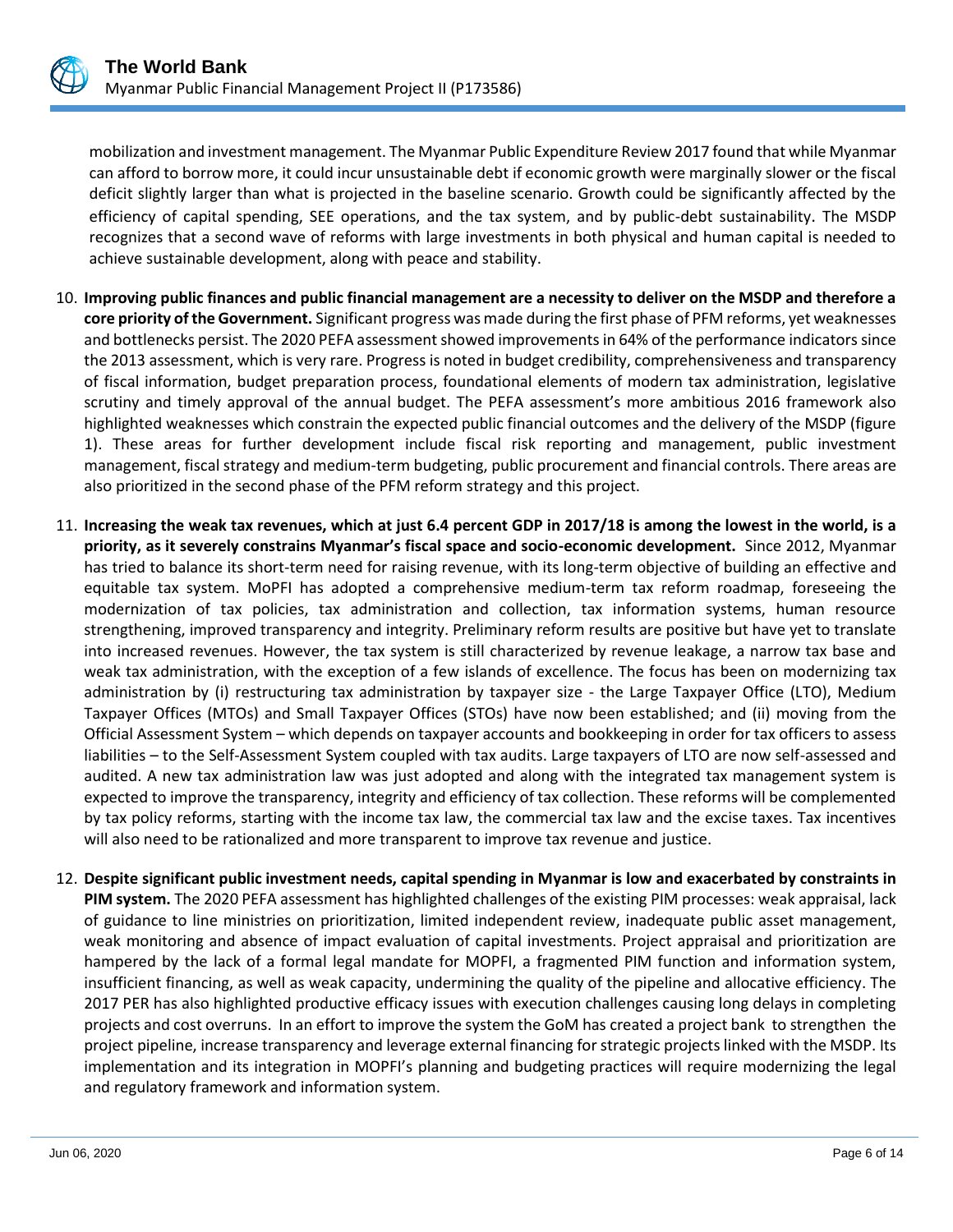mobilization and investment management. The Myanmar Public Expenditure Review 2017 found that while Myanmar can afford to borrow more, it could incur unsustainable debt if economic growth were marginally slower or the fiscal deficit slightly larger than what is projected in the baseline scenario. Growth could be significantly affected by the efficiency of capital spending, SEE operations, and the tax system, and by public-debt sustainability. The MSDP recognizes that a second wave of reforms with large investments in both physical and human capital is needed to achieve sustainable development, along with peace and stability.

10. **Improving public finances and public financial management are a necessity to deliver on the MSDP and therefore a core priority of the Government.** Significant progress was made during the first phase of PFM reforms, yet weaknesses and bottlenecks persist. The 2020 PEFA assessment showed improvements in 64% of the performance indicators since the 2013 assessment, which is very rare. Progress is noted in budget credibility, comprehensiveness and transparency of fiscal information, budget preparation process, foundational elements of modern tax administration, legislative scrutiny and timely approval of the annual budget. The PEFA assessment's more ambitious 2016 framework also highlighted weaknesses which constrain the expected public financial outcomes and the delivery of the MSDP (figure 1). These areas for further development include fiscal risk reporting and management, public investment management, fiscal strategy and medium-term budgeting, public procurement and financial controls. There areas are also prioritized in the second phase of the PFM reform strategy and this project.

11. **Increasing the weak tax revenues, which at just 6.4 percent GDP in 2017/18 is among the lowest in the world, is a priority, as it severely constrains Myanmar's fiscal space and socio-economic development.** Since 2012, Myanmar has tried to balance its short-term need for raising revenue, with its long-term objective of building an effective and equitable tax system. MoPFI has adopted a comprehensive medium-term tax reform roadmap, foreseeing the modernization of tax policies, tax administration and collection, tax information systems, human resource strengthening, improved transparency and integrity. Preliminary reform results are positive but have yet to translate into increased revenues. However, the tax system is still characterized by revenue leakage, a narrow tax base and weak tax administration, with the exception of a few islands of excellence. The focus has been on modernizing tax administration by (i) restructuring tax administration by taxpayer size - the Large Taxpayer Office (LTO), Medium Taxpayer Offices (MTOs) and Small Taxpayer Offices (STOs) have now been established; and (ii) moving from the Official Assessment System – which depends on taxpayer accounts and bookkeeping in order for tax officers to assess liabilities – to the Self-Assessment System coupled with tax audits. Large taxpayers of LTO are now self-assessed and audited. A new tax administration law was just adopted and along with the integrated tax management system is expected to improve the transparency, integrity and efficiency of tax collection. These reforms will be complemented by tax policy reforms, starting with the income tax law, the commercial tax law and the excise taxes. Tax incentives will also need to be rationalized and more transparent to improve tax revenue and justice.

12. **Despite significant public investment needs, capital spending in Myanmar is low and exacerbated by constraints in PIM system.** The 2020 PEFA assessment has highlighted challenges of the existing PIM processes: weak appraisal, lack of guidance to line ministries on prioritization, limited independent review, inadequate public asset management, weak monitoring and absence of impact evaluation of capital investments. Project appraisal and prioritization are hampered by the lack of a formal legal mandate for MOPFI, a fragmented PIM function and information system, insufficient financing, as well as weak capacity, undermining the quality of the pipeline and allocative efficiency. The 2017 PER has also highlighted productive efficacy issues with execution challenges causing long delays in completing projects and cost overruns. In an effort to improve the system the GoM has created a project bank to strengthen the project pipeline, increase transparency and leverage external financing for strategic projects linked with the MSDP. Its implementation and its integration in MOPFI's planning and budgeting practices will require modernizing the legal and regulatory framework and information system.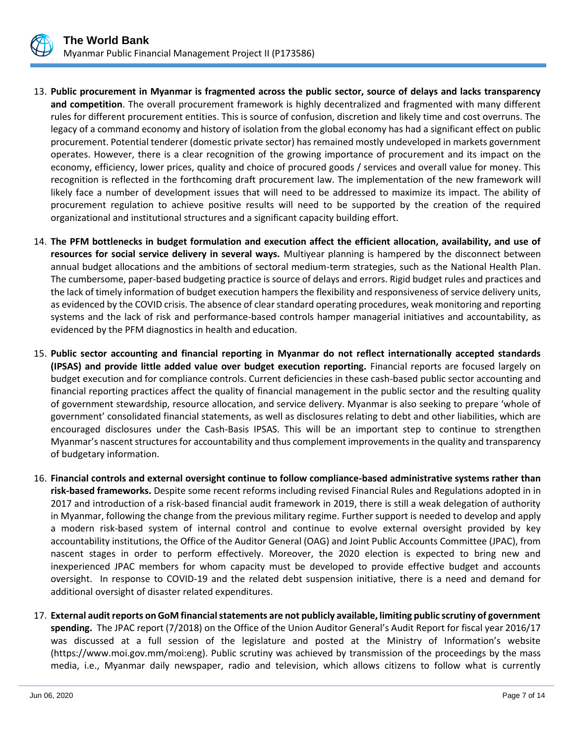13. **Public procurement in Myanmar is fragmented across the public sector, source of delays and lacks transparency and competition**. The overall procurement framework is highly decentralized and fragmented with many different rules for different procurement entities. This is source of confusion, discretion and likely time and cost overruns. The legacy of a command economy and history of isolation from the global economy has had a significant effect on public procurement. Potential tenderer (domestic private sector) has remained mostly undeveloped in markets government operates. However, there is a clear recognition of the growing importance of procurement and its impact on the economy, efficiency, lower prices, quality and choice of procured goods / services and overall value for money. This recognition is reflected in the forthcoming draft procurement law. The implementation of the new framework will likely face a number of development issues that will need to be addressed to maximize its impact. The ability of procurement regulation to achieve positive results will need to be supported by the creation of the required organizational and institutional structures and a significant capacity building effort.

14. **The PFM bottlenecks in budget formulation and execution affect the efficient allocation, availability, and use of resources for social service delivery in several ways.** Multiyear planning is hampered by the disconnect between annual budget allocations and the ambitions of sectoral medium-term strategies, such as the National Health Plan. The cumbersome, paper-based budgeting practice is source of delays and errors. Rigid budget rules and practices and the lack of timely information of budget execution hampers the flexibility and responsiveness of service delivery units, as evidenced by the COVID crisis. The absence of clear standard operating procedures, weak monitoring and reporting systems and the lack of risk and performance-based controls hamper managerial initiatives and accountability, as evidenced by the PFM diagnostics in health and education.

15. **Public sector accounting and financial reporting in Myanmar do not reflect internationally accepted standards (IPSAS) and provide little added value over budget execution reporting.** Financial reports are focused largely on budget execution and for compliance controls. Current deficiencies in these cash-based public sector accounting and financial reporting practices affect the quality of financial management in the public sector and the resulting quality of government stewardship, resource allocation, and service delivery. Myanmar is also seeking to prepare 'whole of government' consolidated financial statements, as well as disclosures relating to debt and other liabilities, which are encouraged disclosures under the Cash-Basis IPSAS. This will be an important step to continue to strengthen Myanmar's nascent structures for accountability and thus complement improvements in the quality and transparency of budgetary information.

16. **Financial controls and external oversight continue to follow compliance-based administrative systems rather than risk-based frameworks.** Despite some recent reforms including revised Financial Rules and Regulations adopted in in 2017 and introduction of a risk-based financial audit framework in 2019, there is still a weak delegation of authority in Myanmar, following the change from the previous military regime. Further support is needed to develop and apply a modern risk-based system of internal control and continue to evolve external oversight provided by key accountability institutions, the Office of the Auditor General (OAG) and Joint Public Accounts Committee (JPAC), from nascent stages in order to perform effectively. Moreover, the 2020 election is expected to bring new and inexperienced JPAC members for whom capacity must be developed to provide effective budget and accounts oversight. In response to COVID-19 and the related debt suspension initiative, there is a need and demand for additional oversight of disaster related expenditures.

17. **External audit reports on GoM financial statements are not publicly available, limiting public scrutiny of government spending.** The JPAC report (7/2018) on the Office of the Union Auditor General's Audit Report for fiscal year 2016/17 was discussed at a full session of the legislature and posted at the Ministry of Information's website (https://www.moi.gov.mm/moi:eng). Public scrutiny was achieved by transmission of the proceedings by the mass media, i.e., Myanmar daily newspaper, radio and television, which allows citizens to follow what is currently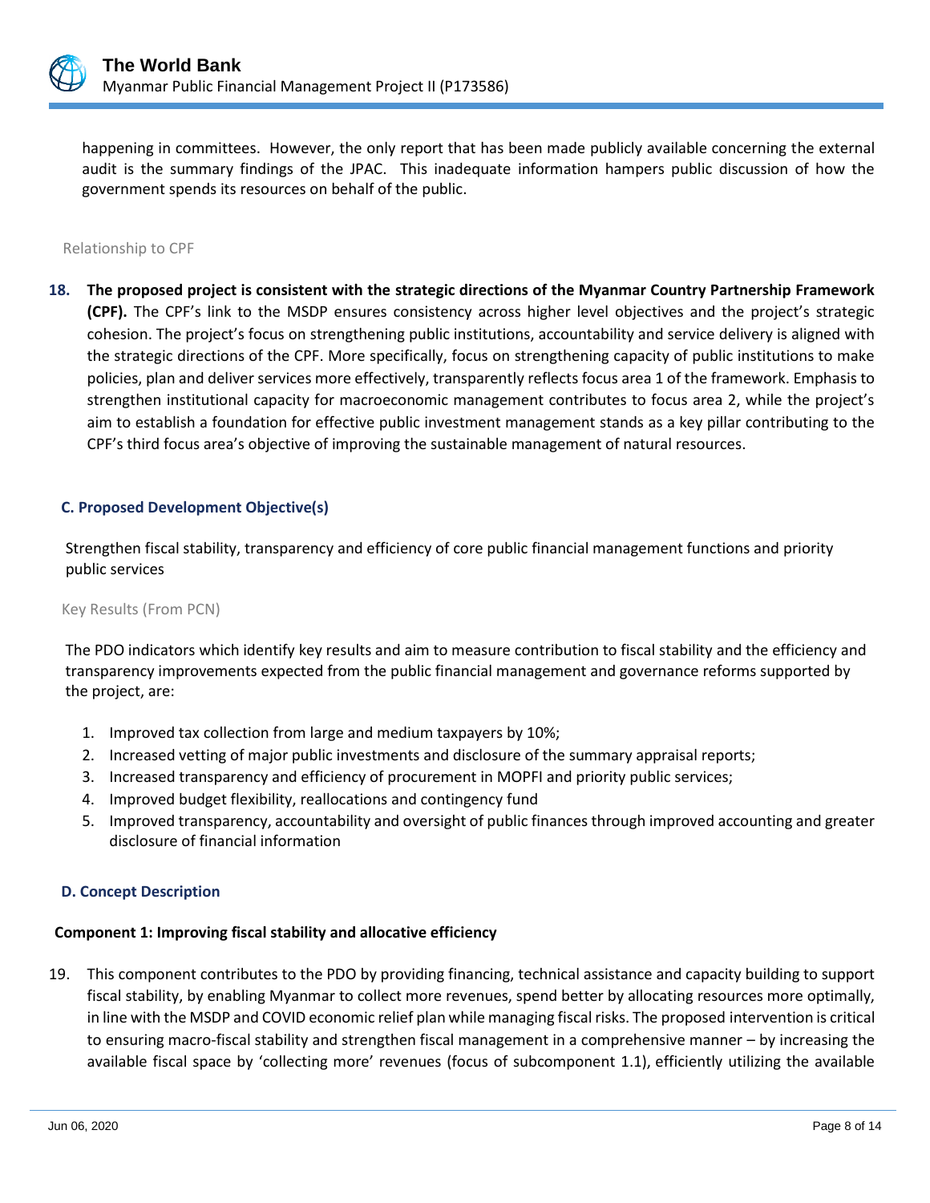happening in committees. However, the only report that has been made publicly available concerning the external audit is the summary findings of the JPAC. This inadequate information hampers public discussion of how the government spends its resources on behalf of the public.

Relationship to CPF

18. **The proposed project is consistent with the strategic directions of the Myanmar Country Partnership Framework (CPF).** The CPF's link to the MSDP ensures consistency across higher level objectives and the project's strategic cohesion. The project's focus on strengthening public institutions, accountability and service delivery is aligned with the strategic directions of the CPF. More specifically, focus on strengthening capacity of public institutions to make policies, plan and deliver services more effectively, transparently reflects focus area 1 of the framework. Emphasis to strengthen institutional capacity for macroeconomic management contributes to focus area 2, while the project's aim to establish a foundation for effective public investment management stands as a key pillar contributing to the CPF's third focus area's objective of improving the sustainable management of natural resources.

### C. Proposed Development Objective(s)

Strengthen fiscal stability, transparency and efficiency of core public financial management functions and priority public services

Key Results (From PCN)

The PDO indicators which identify key results and aim to measure contribution to fiscal stability and the efficiency and transparency improvements expected from the public financial management and governance reforms supported by the project, are:

1. Improved tax collection from large and medium taxpayers by 10%;
2. Increased vetting of major public investments and disclosure of the summary appraisal reports;
3. Increased transparency and efficiency of procurement in MOPFI and priority public services;
4. Improved budget flexibility, reallocations and contingency fund
5. Improved transparency, accountability and oversight of public finances through improved accounting and greater disclosure of financial information

### D. Concept Description

#### Component 1: Improving fiscal stability and allocative efficiency

19. This component contributes to the PDO by providing financing, technical assistance and capacity building to support fiscal stability, by enabling Myanmar to collect more revenues, spend better by allocating resources more optimally, in line with the MSDP and COVID economic relief plan while managing fiscal risks. The proposed intervention is critical to ensuring macro-fiscal stability and strengthen fiscal management in a comprehensive manner – by increasing the available fiscal space by 'collecting more' revenues (focus of subcomponent 1.1), efficiently utilizing the available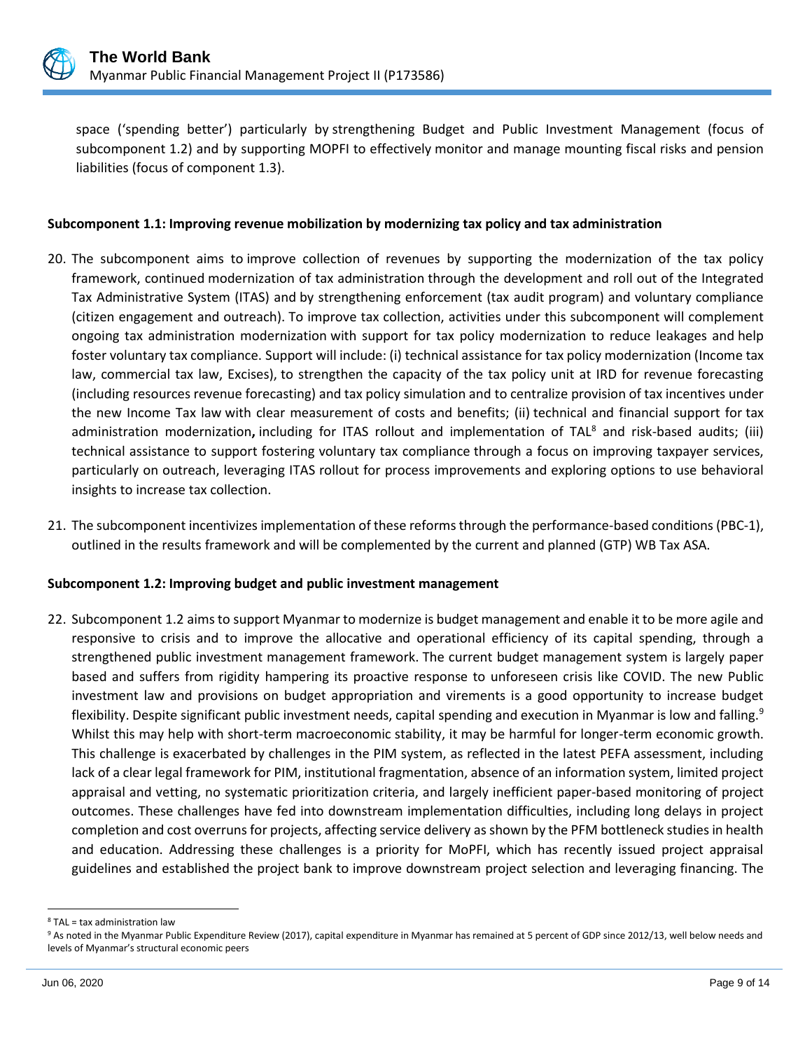space ('spending better') particularly by strengthening Budget and Public Investment Management (focus of subcomponent 1.2) and by supporting MOPFI to effectively monitor and manage mounting fiscal risks and pension liabilities (focus of component 1.3).

**Subcomponent 1.1: Improving revenue mobilization by modernizing tax policy and tax administration**

20. The subcomponent aims to improve collection of revenues by supporting the modernization of the tax policy framework, continued modernization of tax administration through the development and roll out of the Integrated Tax Administrative System (ITAS) and by strengthening enforcement (tax audit program) and voluntary compliance (citizen engagement and outreach). To improve tax collection, activities under this subcomponent will complement ongoing tax administration modernization with support for tax policy modernization to reduce leakages and help foster voluntary tax compliance. Support will include: (i) technical assistance for tax policy modernization (Income tax law, commercial tax law, Excises), to strengthen the capacity of the tax policy unit at IRD for revenue forecasting (including resources revenue forecasting) and tax policy simulation and to centralize provision of tax incentives under the new Income Tax law with clear measurement of costs and benefits; (ii) technical and financial support for tax administration modernization**,** including for ITAS rollout and implementation of TAL[8] and risk-based audits; (iii) technical assistance to support fostering voluntary tax compliance through a focus on improving taxpayer services, particularly on outreach, leveraging ITAS rollout for process improvements and exploring options to use behavioral insights to increase tax collection.

21. The subcomponent incentivizes implementation of these reforms through the performance-based conditions (PBC-1), outlined in the results framework and will be complemented by the current and planned (GTP) WB Tax ASA.

**Subcomponent 1.2: Improving budget and public investment management**

22. Subcomponent 1.2 aims to support Myanmar to modernize is budget management and enable it to be more agile and responsive to crisis and to improve the allocative and operational efficiency of its capital spending, through a strengthened public investment management framework. The current budget management system is largely paper based and suffers from rigidity hampering its proactive response to unforeseen crisis like COVID. The new Public investment law and provisions on budget appropriation and virements is a good opportunity to increase budget flexibility. Despite significant public investment needs, capital spending and execution in Myanmar is low and falling.[9] Whilst this may help with short-term macroeconomic stability, it may be harmful for longer-term economic growth. This challenge is exacerbated by challenges in the PIM system, as reflected in the latest PEFA assessment, including lack of a clear legal framework for PIM, institutional fragmentation, absence of an information system, limited project appraisal and vetting, no systematic prioritization criteria, and largely inefficient paper-based monitoring of project outcomes. These challenges have fed into downstream implementation difficulties, including long delays in project completion and cost overruns for projects, affecting service delivery as shown by the PFM bottleneck studies in health and education. Addressing these challenges is a priority for MoPFI, which has recently issued project appraisal guidelines and established the project bank to improve downstream project selection and leveraging financing. The

---

[8] TAL = tax administration law

[9] As noted in the Myanmar Public Expenditure Review (2017), capital expenditure in Myanmar has remained at 5 percent of GDP since 2012/13, well below needs and levels of Myanmar's structural economic peers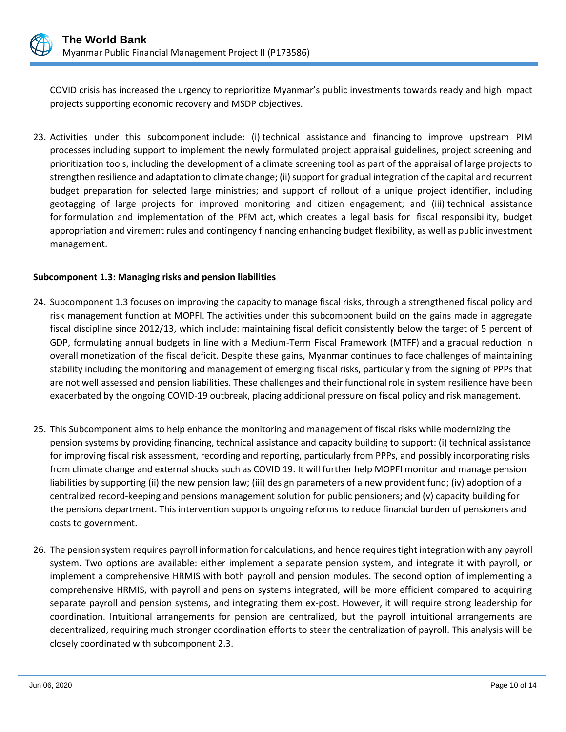COVID crisis has increased the urgency to reprioritize Myanmar's public investments towards ready and high impact projects supporting economic recovery and MSDP objectives.

23. Activities under this subcomponent include: (i) technical assistance and financing to improve upstream PIM processes including support to implement the newly formulated project appraisal guidelines, project screening and prioritization tools, including the development of a climate screening tool as part of the appraisal of large projects to strengthen resilience and adaptation to climate change; (ii) support for gradual integration of the capital and recurrent budget preparation for selected large ministries; and support of rollout of a unique project identifier, including geotagging of large projects for improved monitoring and citizen engagement; and (iii) technical assistance for formulation and implementation of the PFM act, which creates a legal basis for fiscal responsibility, budget appropriation and virement rules and contingency financing enhancing budget flexibility, as well as public investment management.

**Subcomponent 1.3: Managing risks and pension liabilities**

24. Subcomponent 1.3 focuses on improving the capacity to manage fiscal risks, through a strengthened fiscal policy and risk management function at MOPFI. The activities under this subcomponent build on the gains made in aggregate fiscal discipline since 2012/13, which include: maintaining fiscal deficit consistently below the target of 5 percent of GDP, formulating annual budgets in line with a Medium-Term Fiscal Framework (MTFF) and a gradual reduction in overall monetization of the fiscal deficit. Despite these gains, Myanmar continues to face challenges of maintaining stability including the monitoring and management of emerging fiscal risks, particularly from the signing of PPPs that are not well assessed and pension liabilities. These challenges and their functional role in system resilience have been exacerbated by the ongoing COVID-19 outbreak, placing additional pressure on fiscal policy and risk management.

25. This Subcomponent aims to help enhance the monitoring and management of fiscal risks while modernizing the pension systems by providing financing, technical assistance and capacity building to support: (i) technical assistance for improving fiscal risk assessment, recording and reporting, particularly from PPPs, and possibly incorporating risks from climate change and external shocks such as COVID 19. It will further help MOPFI monitor and manage pension liabilities by supporting (ii) the new pension law; (iii) design parameters of a new provident fund; (iv) adoption of a centralized record-keeping and pensions management solution for public pensioners; and (v) capacity building for the pensions department. This intervention supports ongoing reforms to reduce financial burden of pensioners and costs to government.

26. The pension system requires payroll information for calculations, and hence requires tight integration with any payroll system. Two options are available: either implement a separate pension system, and integrate it with payroll, or implement a comprehensive HRMIS with both payroll and pension modules. The second option of implementing a comprehensive HRMIS, with payroll and pension systems integrated, will be more efficient compared to acquiring separate payroll and pension systems, and integrating them ex-post. However, it will require strong leadership for coordination. Intuitional arrangements for pension are centralized, but the payroll intuitional arrangements are decentralized, requiring much stronger coordination efforts to steer the centralization of payroll. This analysis will be closely coordinated with subcomponent 2.3.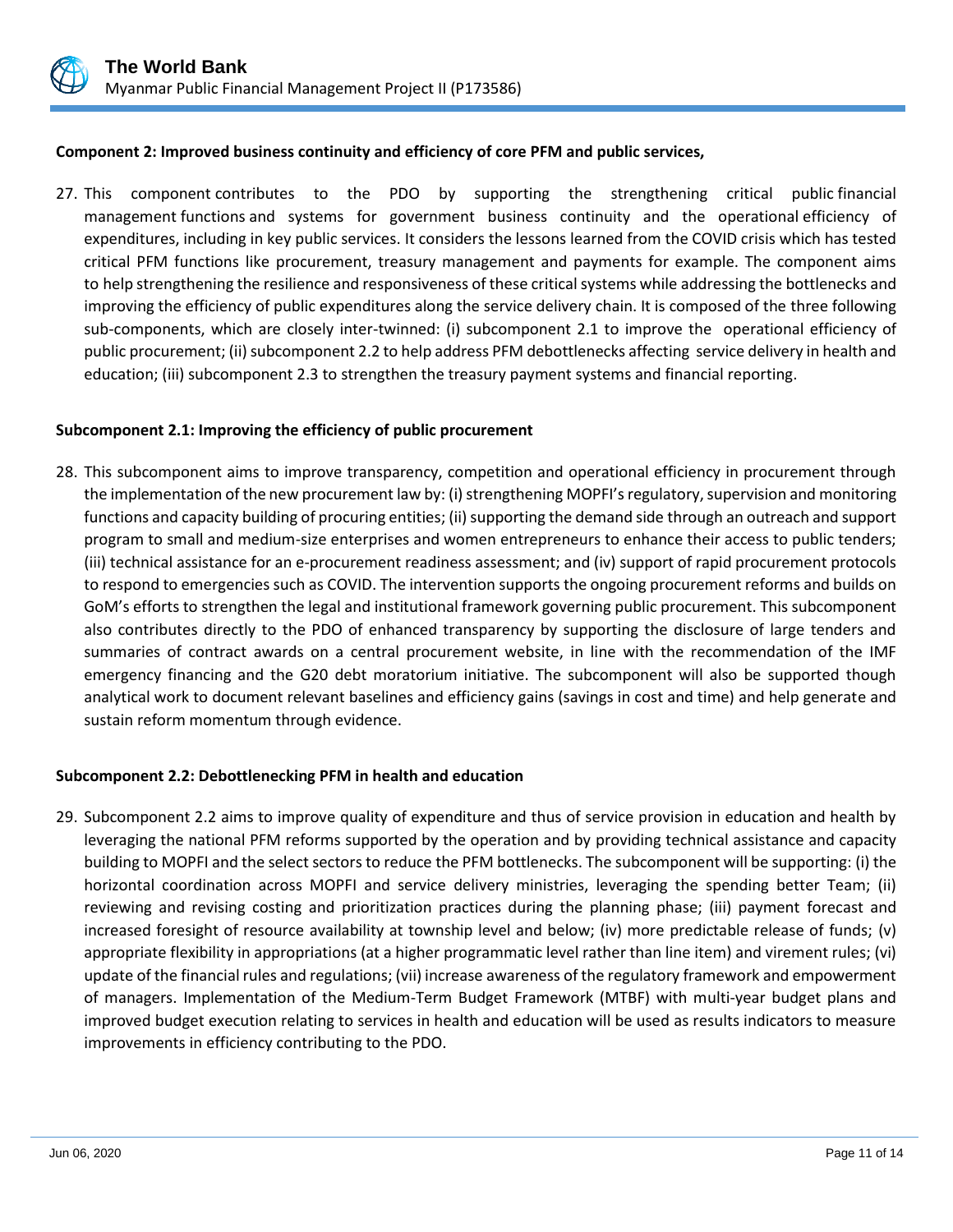**Component 2: Improved business continuity and efficiency of core PFM and public services,**

27. This component contributes to the PDO by supporting the strengthening critical public financial management functions and systems for government business continuity and the operational efficiency of expenditures, including in key public services. It considers the lessons learned from the COVID crisis which has tested critical PFM functions like procurement, treasury management and payments for example. The component aims to help strengthening the resilience and responsiveness of these critical systems while addressing the bottlenecks and improving the efficiency of public expenditures along the service delivery chain. It is composed of the three following sub-components, which are closely inter-twinned: (i) subcomponent 2.1 to improve the operational efficiency of public procurement; (ii) subcomponent 2.2 to help address PFM debottlenecks affecting service delivery in health and education; (iii) subcomponent 2.3 to strengthen the treasury payment systems and financial reporting.

**Subcomponent 2.1: Improving the efficiency of public procurement**

28. This subcomponent aims to improve transparency, competition and operational efficiency in procurement through the implementation of the new procurement law by: (i) strengthening MOPFI's regulatory, supervision and monitoring functions and capacity building of procuring entities; (ii) supporting the demand side through an outreach and support program to small and medium-size enterprises and women entrepreneurs to enhance their access to public tenders; (iii) technical assistance for an e-procurement readiness assessment; and (iv) support of rapid procurement protocols to respond to emergencies such as COVID. The intervention supports the ongoing procurement reforms and builds on GoM's efforts to strengthen the legal and institutional framework governing public procurement. This subcomponent also contributes directly to the PDO of enhanced transparency by supporting the disclosure of large tenders and summaries of contract awards on a central procurement website, in line with the recommendation of the IMF emergency financing and the G20 debt moratorium initiative. The subcomponent will also be supported though analytical work to document relevant baselines and efficiency gains (savings in cost and time) and help generate and sustain reform momentum through evidence.

**Subcomponent 2.2: Debottlenecking PFM in health and education**

29. Subcomponent 2.2 aims to improve quality of expenditure and thus of service provision in education and health by leveraging the national PFM reforms supported by the operation and by providing technical assistance and capacity building to MOPFI and the select sectors to reduce the PFM bottlenecks. The subcomponent will be supporting: (i) the horizontal coordination across MOPFI and service delivery ministries, leveraging the spending better Team; (ii) reviewing and revising costing and prioritization practices during the planning phase; (iii) payment forecast and increased foresight of resource availability at township level and below; (iv) more predictable release of funds; (v) appropriate flexibility in appropriations (at a higher programmatic level rather than line item) and virement rules; (vi) update of the financial rules and regulations; (vii) increase awareness of the regulatory framework and empowerment of managers. Implementation of the Medium-Term Budget Framework (MTBF) with multi-year budget plans and improved budget execution relating to services in health and education will be used as results indicators to measure improvements in efficiency contributing to the PDO.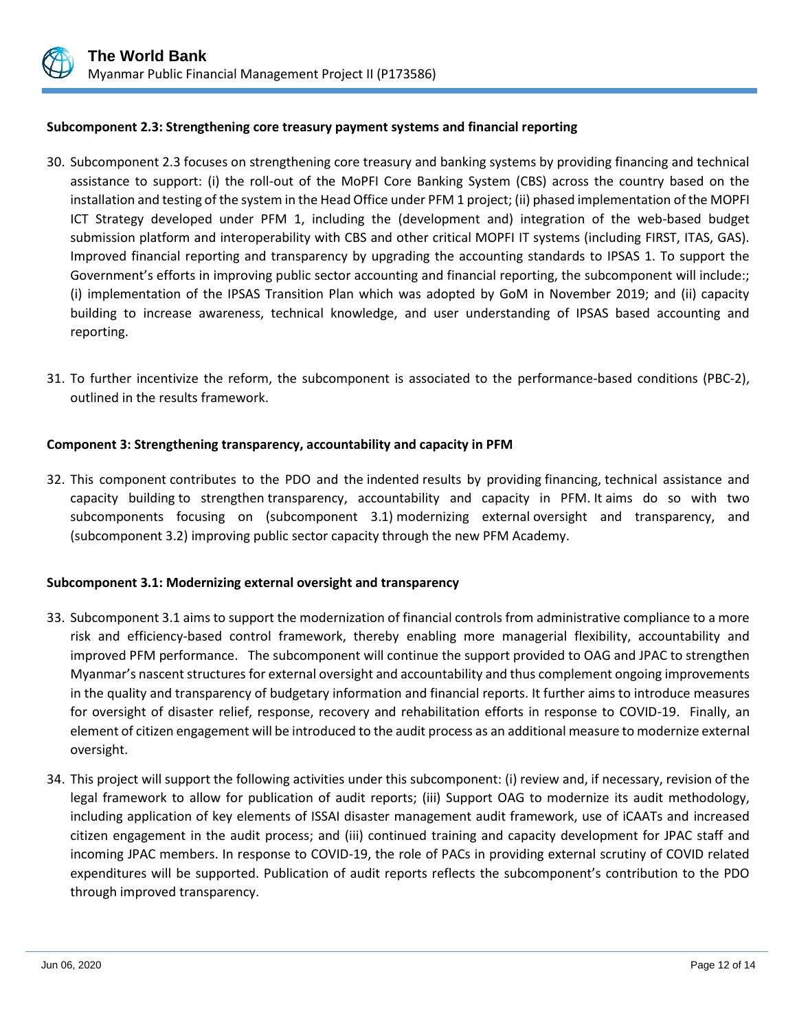**Subcomponent 2.3: Strengthening core treasury payment systems and financial reporting**

30. Subcomponent 2.3 focuses on strengthening core treasury and banking systems by providing financing and technical assistance to support: (i) the roll-out of the MoPFI Core Banking System (CBS) across the country based on the installation and testing of the system in the Head Office under PFM 1 project; (ii) phased implementation of the MOPFI ICT Strategy developed under PFM 1, including the (development and) integration of the web-based budget submission platform and interoperability with CBS and other critical MOPFI IT systems (including FIRST, ITAS, GAS). Improved financial reporting and transparency by upgrading the accounting standards to IPSAS 1. To support the Government's efforts in improving public sector accounting and financial reporting, the subcomponent will include:; (i) implementation of the IPSAS Transition Plan which was adopted by GoM in November 2019; and (ii) capacity building to increase awareness, technical knowledge, and user understanding of IPSAS based accounting and reporting.

31. To further incentivize the reform, the subcomponent is associated to the performance-based conditions (PBC-2), outlined in the results framework.

**Component 3: Strengthening transparency, accountability and capacity in PFM**

32. This component contributes to the PDO and the indented results by providing financing, technical assistance and capacity building to strengthen transparency, accountability and capacity in PFM. It aims do so with two subcomponents focusing on (subcomponent 3.1) modernizing external oversight and transparency, and (subcomponent 3.2) improving public sector capacity through the new PFM Academy.

**Subcomponent 3.1: Modernizing external oversight and transparency**

33. Subcomponent 3.1 aims to support the modernization of financial controls from administrative compliance to a more risk and efficiency-based control framework, thereby enabling more managerial flexibility, accountability and improved PFM performance. The subcomponent will continue the support provided to OAG and JPAC to strengthen Myanmar's nascent structures for external oversight and accountability and thus complement ongoing improvements in the quality and transparency of budgetary information and financial reports. It further aims to introduce measures for oversight of disaster relief, response, recovery and rehabilitation efforts in response to COVID-19. Finally, an element of citizen engagement will be introduced to the audit process as an additional measure to modernize external oversight.

34. This project will support the following activities under this subcomponent: (i) review and, if necessary, revision of the legal framework to allow for publication of audit reports; (iii) Support OAG to modernize its audit methodology, including application of key elements of ISSAI disaster management audit framework, use of iCAATs and increased citizen engagement in the audit process; and (iii) continued training and capacity development for JPAC staff and incoming JPAC members. In response to COVID-19, the role of PACs in providing external scrutiny of COVID related expenditures will be supported. Publication of audit reports reflects the subcomponent's contribution to the PDO through improved transparency.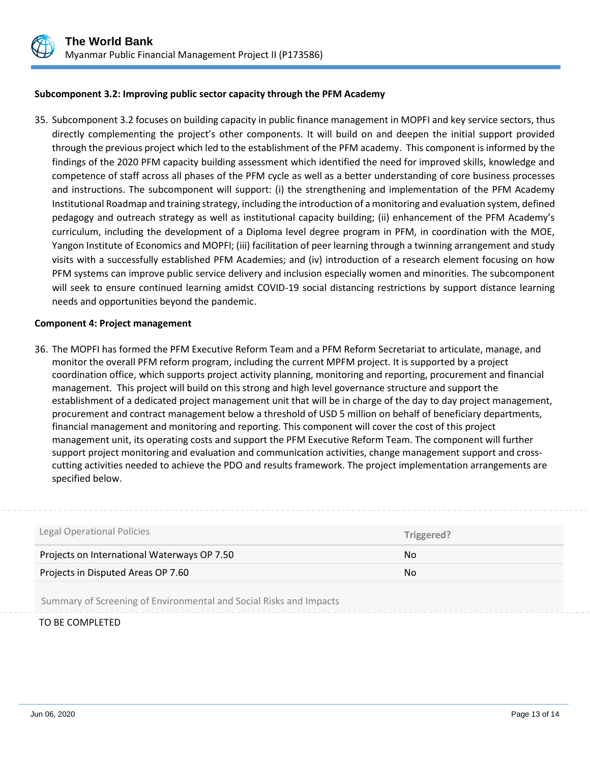**Subcomponent 3.2: Improving public sector capacity through the PFM Academy**

35. Subcomponent 3.2 focuses on building capacity in public finance management in MOPFI and key service sectors, thus directly complementing the project's other components. It will build on and deepen the initial support provided through the previous project which led to the establishment of the PFM academy. This component is informed by the findings of the 2020 PFM capacity building assessment which identified the need for improved skills, knowledge and competence of staff across all phases of the PFM cycle as well as a better understanding of core business processes and instructions. The subcomponent will support: (i) the strengthening and implementation of the PFM Academy Institutional Roadmap and training strategy, including the introduction of a monitoring and evaluation system, defined pedagogy and outreach strategy as well as institutional capacity building; (ii) enhancement of the PFM Academy's curriculum, including the development of a Diploma level degree program in PFM, in coordination with the MOE, Yangon Institute of Economics and MOPFI; (iii) facilitation of peer learning through a twinning arrangement and study visits with a successfully established PFM Academies; and (iv) introduction of a research element focusing on how PFM systems can improve public service delivery and inclusion especially women and minorities. The subcomponent will seek to ensure continued learning amidst COVID-19 social distancing restrictions by support distance learning needs and opportunities beyond the pandemic.

**Component 4: Project management**

36. The MOPFI has formed the PFM Executive Reform Team and a PFM Reform Secretariat to articulate, manage, and monitor the overall PFM reform program, including the current MPFM project. It is supported by a project coordination office, which supports project activity planning, monitoring and reporting, procurement and financial management. This project will build on this strong and high level governance structure and support the establishment of a dedicated project management unit that will be in charge of the day to day project management, procurement and contract management below a threshold of USD 5 million on behalf of beneficiary departments, financial management and monitoring and reporting. This component will cover the cost of this project management unit, its operating costs and support the PFM Executive Reform Team. The component will further support project monitoring and evaluation and communication activities, change management support and cross-cutting activities needed to achieve the PDO and results framework. The project implementation arrangements are specified below.

| Legal Operational Policies | Triggered? |
|---|---|
| Projects on International Waterways OP 7.50 | No |
| Projects in Disputed Areas OP 7.60 | No |

Summary of Screening of Environmental and Social Risks and Impacts

TO BE COMPLETED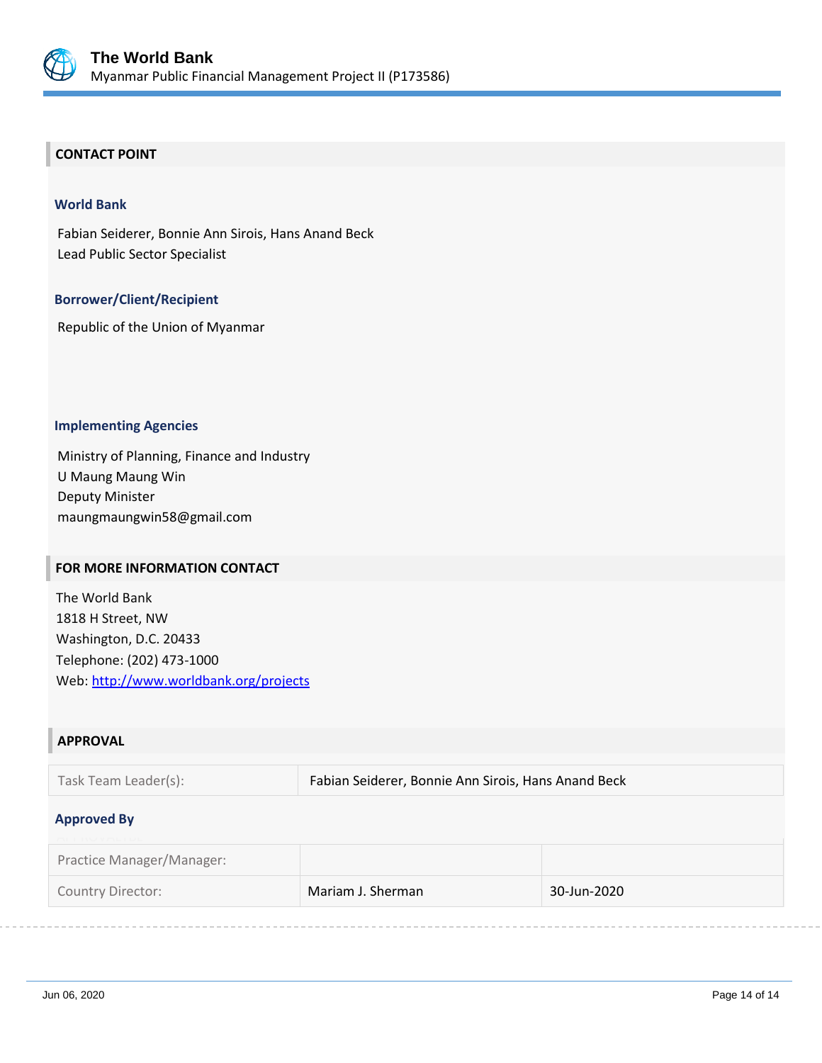## CONTACT POINT

### World Bank

Fabian Seiderer, Bonnie Ann Sirois, Hans Anand Beck
Lead Public Sector Specialist

### Borrower/Client/Recipient

Republic of the Union of Myanmar

### Implementing Agencies

Ministry of Planning, Finance and Industry
U Maung Maung Win
Deputy Minister
maungmaungwin58@gmail.com

## FOR MORE INFORMATION CONTACT

The World Bank
1818 H Street, NW
Washington, D.C. 20433
Telephone: (202) 473-1000
Web: http://www.worldbank.org/projects

## APPROVAL

| | |
|---|---|
| Task Team Leader(s): | Fabian Seiderer, Bonnie Ann Sirois, Hans Anand Beck |

### Approved By

| | | |
|---|---|---|
| Practice Manager/Manager: | | |
| Country Director: | Mariam J. Sherman | 30-Jun-2020 |